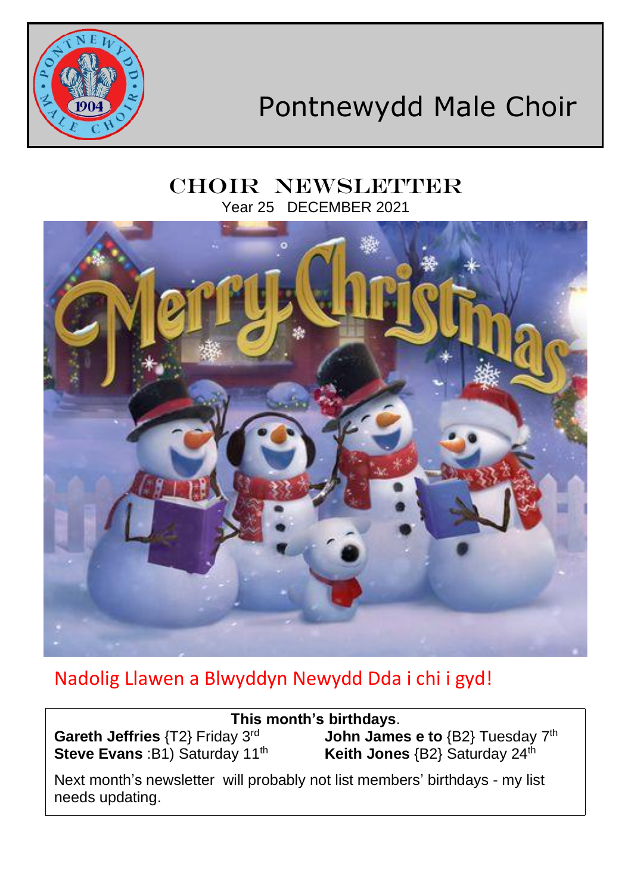# Pontnewydd Male Choir

## CHOIR NEWSLETTER

Year 25 DECEMBER 2021

Nadolig Llawen a Blwyddyn Newydd Dda i chi i gyd!

**This month's birthdays**.

**Gareth Jeffries** {T2} Friday 3rd
**John James e to** {B2} Tuesday 7th
**Steve Evans** :B1) Saturday 11th
**Keith Jones** {B2} Saturday 24th

Next month's newsletter will probably not list members' birthdays - my list needs updating.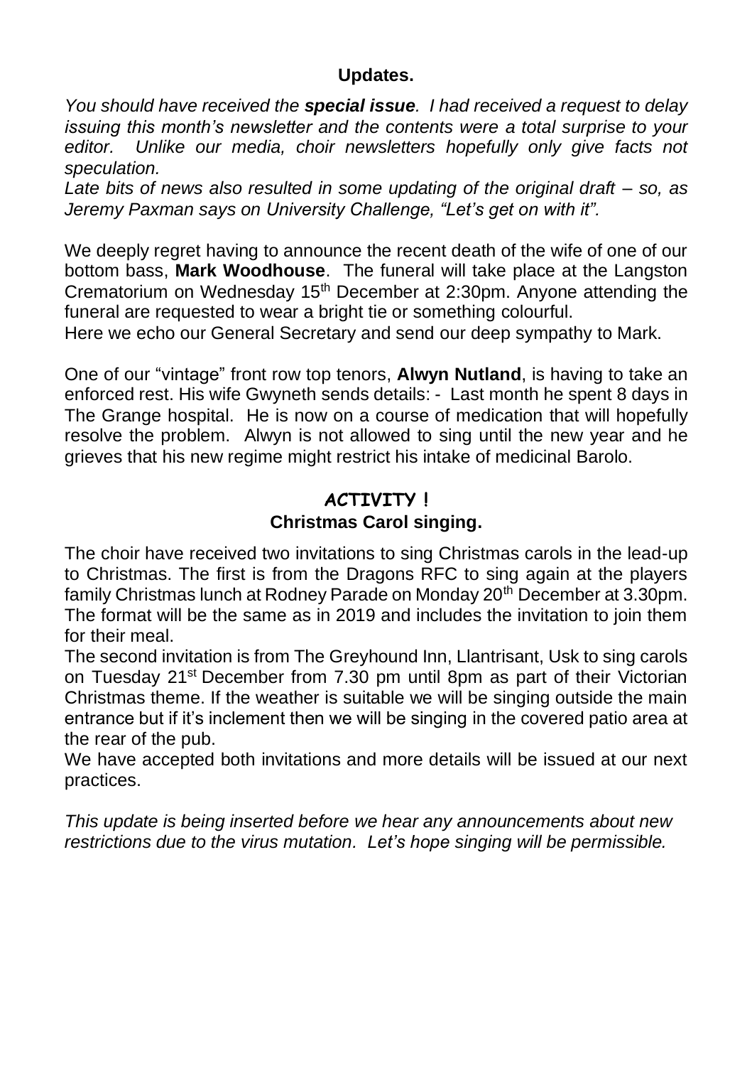## Updates.

*You should have received the **special issue**. I had received a request to delay issuing this month's newsletter and the contents were a total surprise to your editor. Unlike our media, choir newsletters hopefully only give facts not speculation.*

*Late bits of news also resulted in some updating of the original draft – so, as Jeremy Paxman says on University Challenge, "Let's get on with it".*

We deeply regret having to announce the recent death of the wife of one of our bottom bass, **Mark Woodhouse**. The funeral will take place at the Langston Crematorium on Wednesday 15th December at 2:30pm. Anyone attending the funeral are requested to wear a bright tie or something colourful.
Here we echo our General Secretary and send our deep sympathy to Mark.

One of our "vintage" front row top tenors, **Alwyn Nutland**, is having to take an enforced rest. His wife Gwyneth sends details: - Last month he spent 8 days in The Grange hospital. He is now on a course of medication that will hopefully resolve the problem. Alwyn is not allowed to sing until the new year and he grieves that his new regime might restrict his intake of medicinal Barolo.

## ACTIVITY !

### Christmas Carol singing.

The choir have received two invitations to sing Christmas carols in the lead-up to Christmas. The first is from the Dragons RFC to sing again at the players family Christmas lunch at Rodney Parade on Monday 20th December at 3.30pm. The format will be the same as in 2019 and includes the invitation to join them for their meal.
The second invitation is from The Greyhound Inn, Llantrisant, Usk to sing carols on Tuesday 21st December from 7.30 pm until 8pm as part of their Victorian Christmas theme. If the weather is suitable we will be singing outside the main entrance but if it's inclement then we will be singing in the covered patio area at the rear of the pub.
We have accepted both invitations and more details will be issued at our next practices.

*This update is being inserted before we hear any announcements about new restrictions due to the virus mutation. Let's hope singing will be permissible.*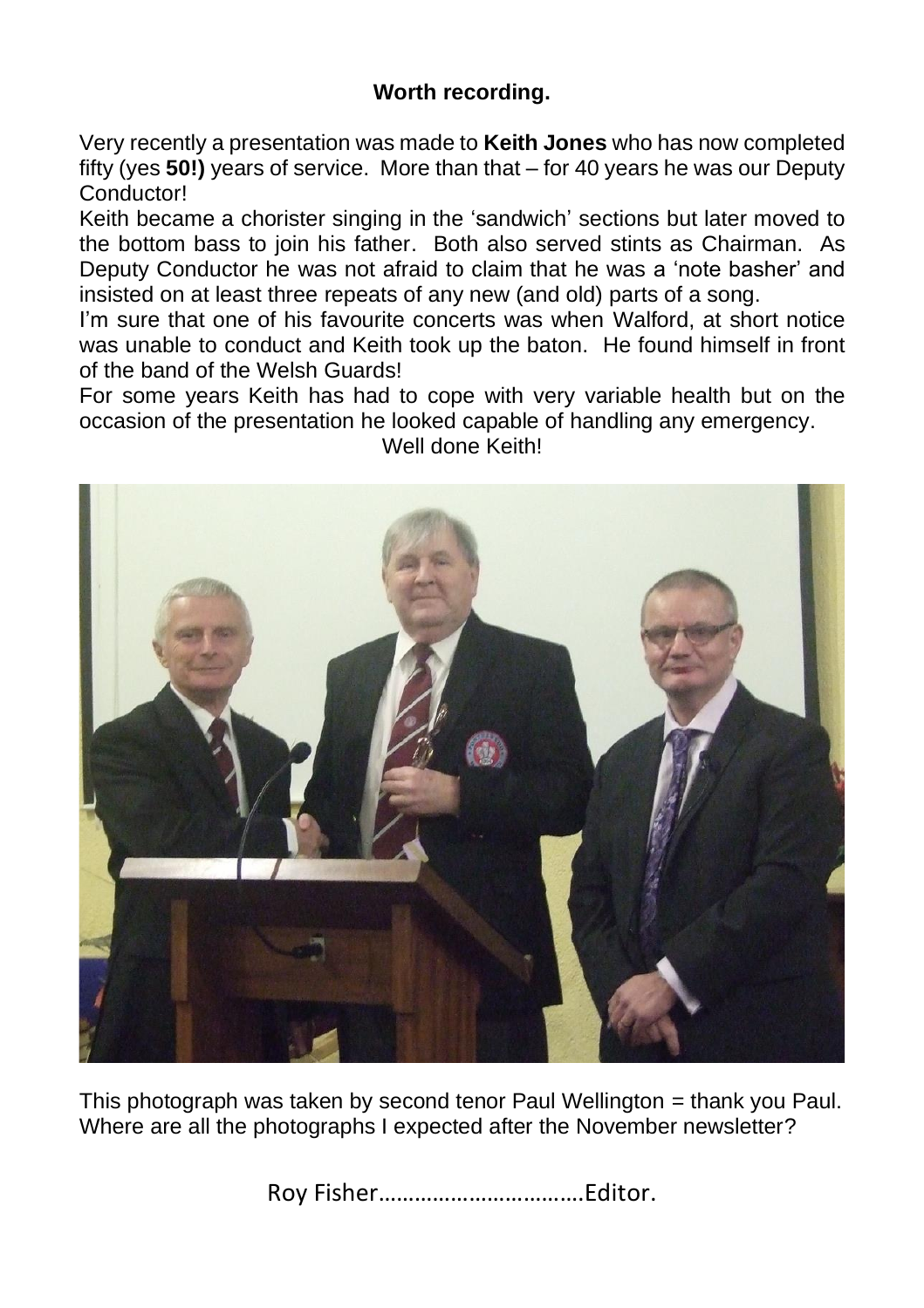**Worth recording.**

Very recently a presentation was made to **Keith Jones** who has now completed fifty (yes **50!)** years of service. More than that – for 40 years he was our Deputy Conductor!

Keith became a chorister singing in the 'sandwich' sections but later moved to the bottom bass to join his father. Both also served stints as Chairman. As Deputy Conductor he was not afraid to claim that he was a 'note basher' and insisted on at least three repeats of any new (and old) parts of a song.

I'm sure that one of his favourite concerts was when Walford, at short notice was unable to conduct and Keith took up the baton. He found himself in front of the band of the Welsh Guards!

For some years Keith has had to cope with very variable health but on the occasion of the presentation he looked capable of handling any emergency.

Well done Keith!

This photograph was taken by second tenor Paul Wellington = thank you Paul. Where are all the photographs I expected after the November newsletter?

Roy Fisher…………………………….Editor.